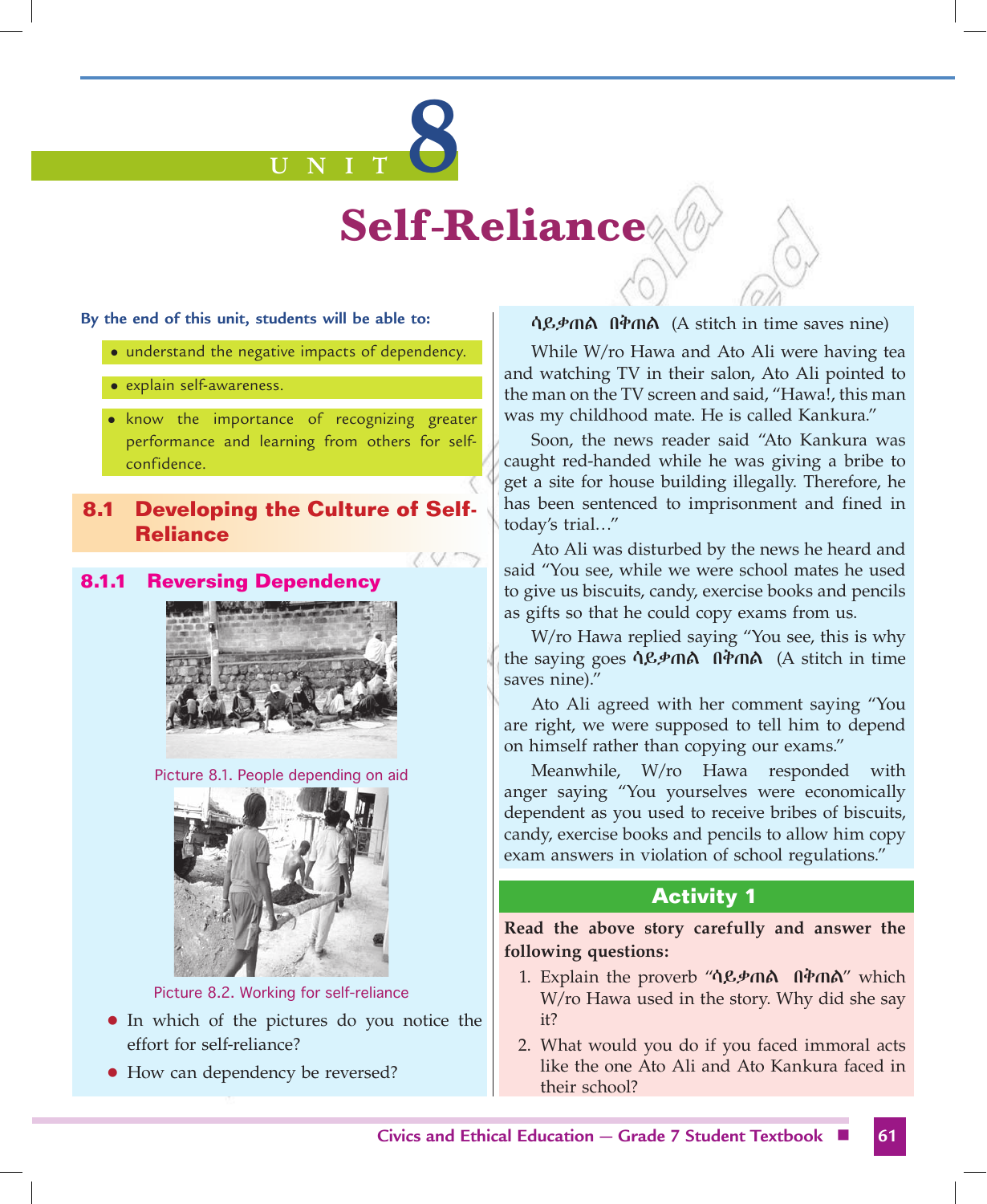# UNIT 8

# Self-Reliance

**By the end of this unit, students will be able to:**

- understand the negative impacts of dependency.
- explain self-awareness.
- know the importance of recognizing greater performance and learning from others for self-confidence.

## 8.1 Developing the Culture of Self-Reliance

### 8.1.1 Reversing Dependency

Picture 8.1. People depending on aid

Picture 8.2. Working for self-reliance

- In which of the pictures do you notice the effort for self-reliance?
- How can dependency be reversed?

**ሳይቃጠል በቅጠል** (A stitch in time saves nine)

While W/ro Hawa and Ato Ali were having tea and watching TV in their salon, Ato Ali pointed to the man on the TV screen and said, "Hawa!, this man was my childhood mate. He is called Kankura."

Soon, the news reader said "Ato Kankura was caught red-handed while he was giving a bribe to get a site for house building illegally. Therefore, he has been sentenced to imprisonment and fined in today's trial…"

Ato Ali was disturbed by the news he heard and said "You see, while we were school mates he used to give us biscuits, candy, exercise books and pencils as gifts so that he could copy exams from us.

W/ro Hawa replied saying "You see, this is why the saying goes **ሳይቃጠል በቅጠል** (A stitch in time saves nine)."

Ato Ali agreed with her comment saying "You are right, we were supposed to tell him to depend on himself rather than copying our exams."

Meanwhile, W/ro Hawa responded with anger saying "You yourselves were economically dependent as you used to receive bribes of biscuits, candy, exercise books and pencils to allow him copy exam answers in violation of school regulations."

## Activity 1

**Read the above story carefully and answer the following questions:**

1. Explain the proverb "**ሳይቃጠል በቅጠል**" which W/ro Hawa used in the story. Why did she say it?
2. What would you do if you faced immoral acts like the one Ato Ali and Ato Kankura faced in their school?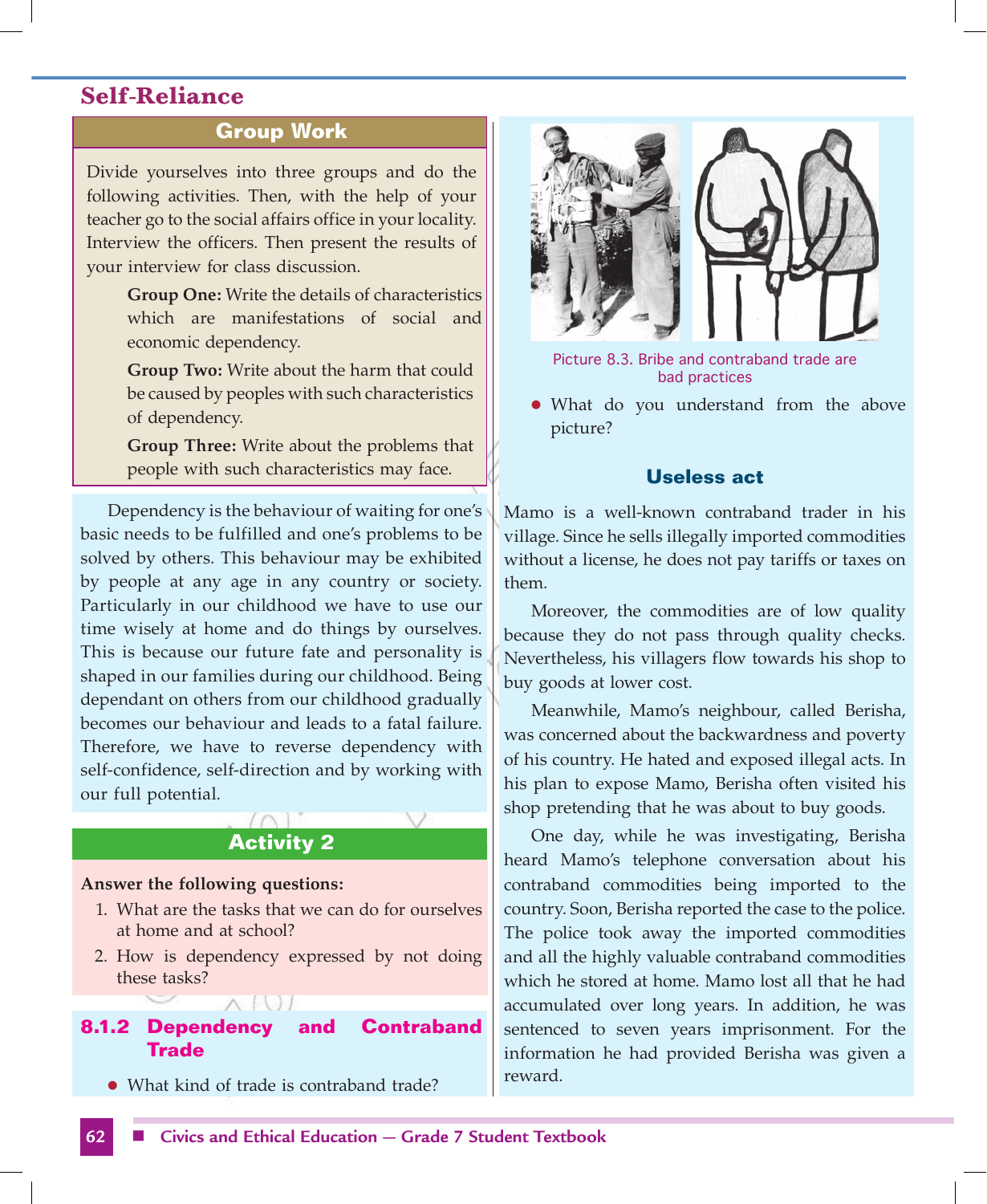## Self-Reliance

### Group Work

Divide yourselves into three groups and do the following activities. Then, with the help of your teacher go to the social affairs office in your locality. Interview the officers. Then present the results of your interview for class discussion.

**Group One:** Write the details of characteristics which are manifestations of social and economic dependency.

**Group Two:** Write about the harm that could be caused by peoples with such characteristics of dependency.

**Group Three:** Write about the problems that people with such characteristics may face.

Dependency is the behaviour of waiting for one's basic needs to be fulfilled and one's problems to be solved by others. This behaviour may be exhibited by people at any age in any country or society. Particularly in our childhood we have to use our time wisely at home and do things by ourselves. This is because our future fate and personality is shaped in our families during our childhood. Being dependant on others from our childhood gradually becomes our behaviour and leads to a fatal failure. Therefore, we have to reverse dependency with self-confidence, self-direction and by working with our full potential.

### Activity 2

**Answer the following questions:**

1. What are the tasks that we can do for ourselves at home and at school?
2. How is dependency expressed by not doing these tasks?

### 8.1.2 Dependency and Contraband Trade

- What kind of trade is contraband trade?

Picture 8.3. Bribe and contraband trade are bad practices

- What do you understand from the above picture?

#### Useless act

Mamo is a well-known contraband trader in his village. Since he sells illegally imported commodities without a license, he does not pay tariffs or taxes on them.

Moreover, the commodities are of low quality because they do not pass through quality checks. Nevertheless, his villagers flow towards his shop to buy goods at lower cost.

Meanwhile, Mamo's neighbour, called Berisha, was concerned about the backwardness and poverty of his country. He hated and exposed illegal acts. In his plan to expose Mamo, Berisha often visited his shop pretending that he was about to buy goods.

One day, while he was investigating, Berisha heard Mamo's telephone conversation about his contraband commodities being imported to the country. Soon, Berisha reported the case to the police. The police took away the imported commodities and all the highly valuable contraband commodities which he stored at home. Mamo lost all that he had accumulated over long years. In addition, he was sentenced to seven years imprisonment. For the information he had provided Berisha was given a reward.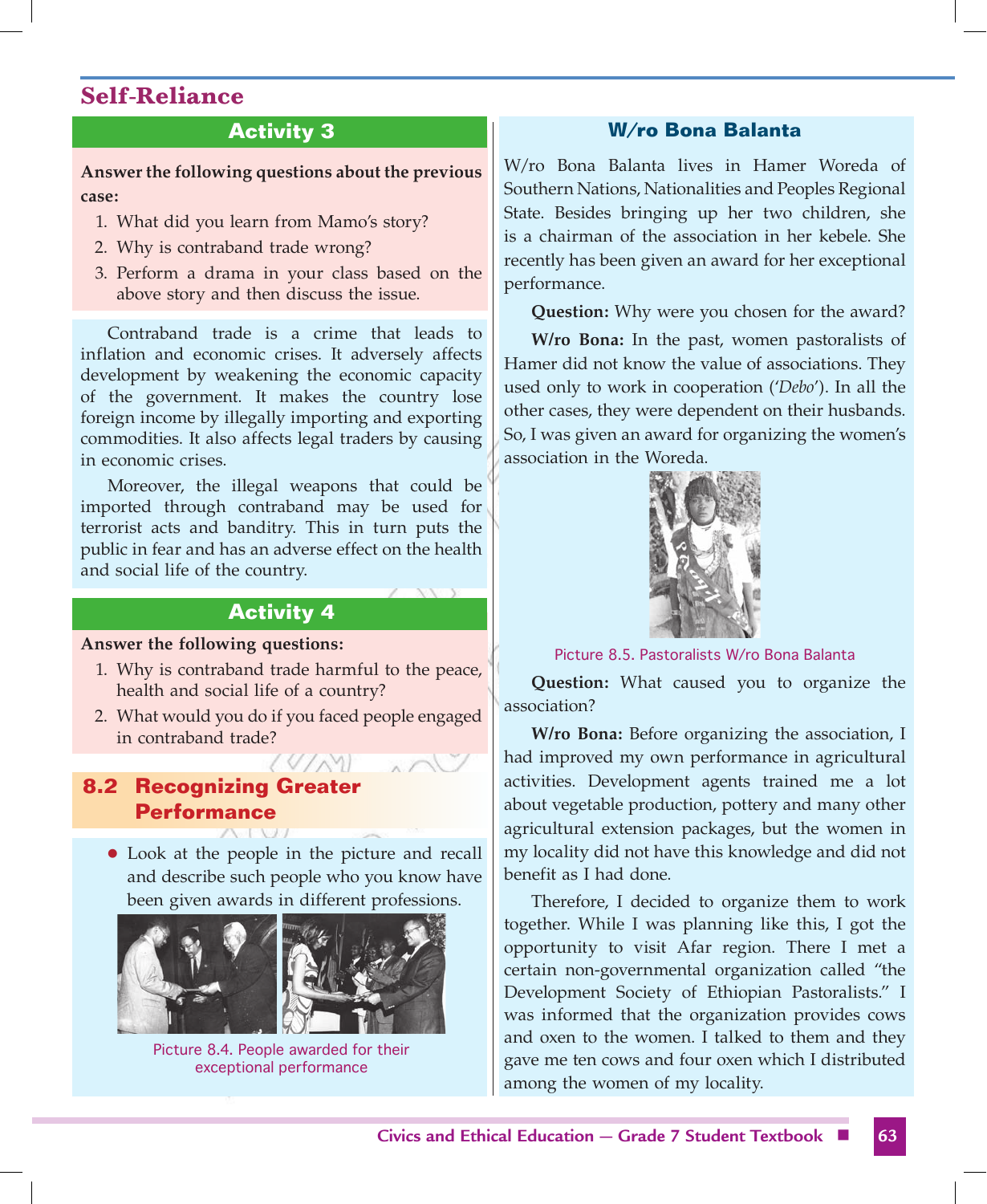## Self-Reliance

### Activity 3

**Answer the following questions about the previous case:**

1. What did you learn from Mamo's story?
2. Why is contraband trade wrong?
3. Perform a drama in your class based on the above story and then discuss the issue.

Contraband trade is a crime that leads to inflation and economic crises. It adversely affects development by weakening the economic capacity of the government. It makes the country lose foreign income by illegally importing and exporting commodities. It also affects legal traders by causing in economic crises.

Moreover, the illegal weapons that could be imported through contraband may be used for terrorist acts and banditry. This in turn puts the public in fear and has an adverse effect on the health and social life of the country.

### Activity 4

**Answer the following questions:**

1. Why is contraband trade harmful to the peace, health and social life of a country?
2. What would you do if you faced people engaged in contraband trade?

## 8.2 Recognizing Greater Performance

- Look at the people in the picture and recall and describe such people who you know have been given awards in different professions.

Picture 8.4. People awarded for their exceptional performance

### W/ro Bona Balanta

W/ro Bona Balanta lives in Hamer Woreda of Southern Nations, Nationalities and Peoples Regional State. Besides bringing up her two children, she is a chairman of the association in her kebele. She recently has been given an award for her exceptional performance.

**Question:** Why were you chosen for the award?

**W/ro Bona:** In the past, women pastoralists of Hamer did not know the value of associations. They used only to work in cooperation ('*Debo*'). In all the other cases, they were dependent on their husbands. So, I was given an award for organizing the women's association in the Woreda.

Picture 8.5. Pastoralists W/ro Bona Balanta

**Question:** What caused you to organize the association?

**W/ro Bona:** Before organizing the association, I had improved my own performance in agricultural activities. Development agents trained me a lot about vegetable production, pottery and many other agricultural extension packages, but the women in my locality did not have this knowledge and did not benefit as I had done.

Therefore, I decided to organize them to work together. While I was planning like this, I got the opportunity to visit Afar region. There I met a certain non-governmental organization called "the Development Society of Ethiopian Pastoralists." I was informed that the organization provides cows and oxen to the women. I talked to them and they gave me ten cows and four oxen which I distributed among the women of my locality.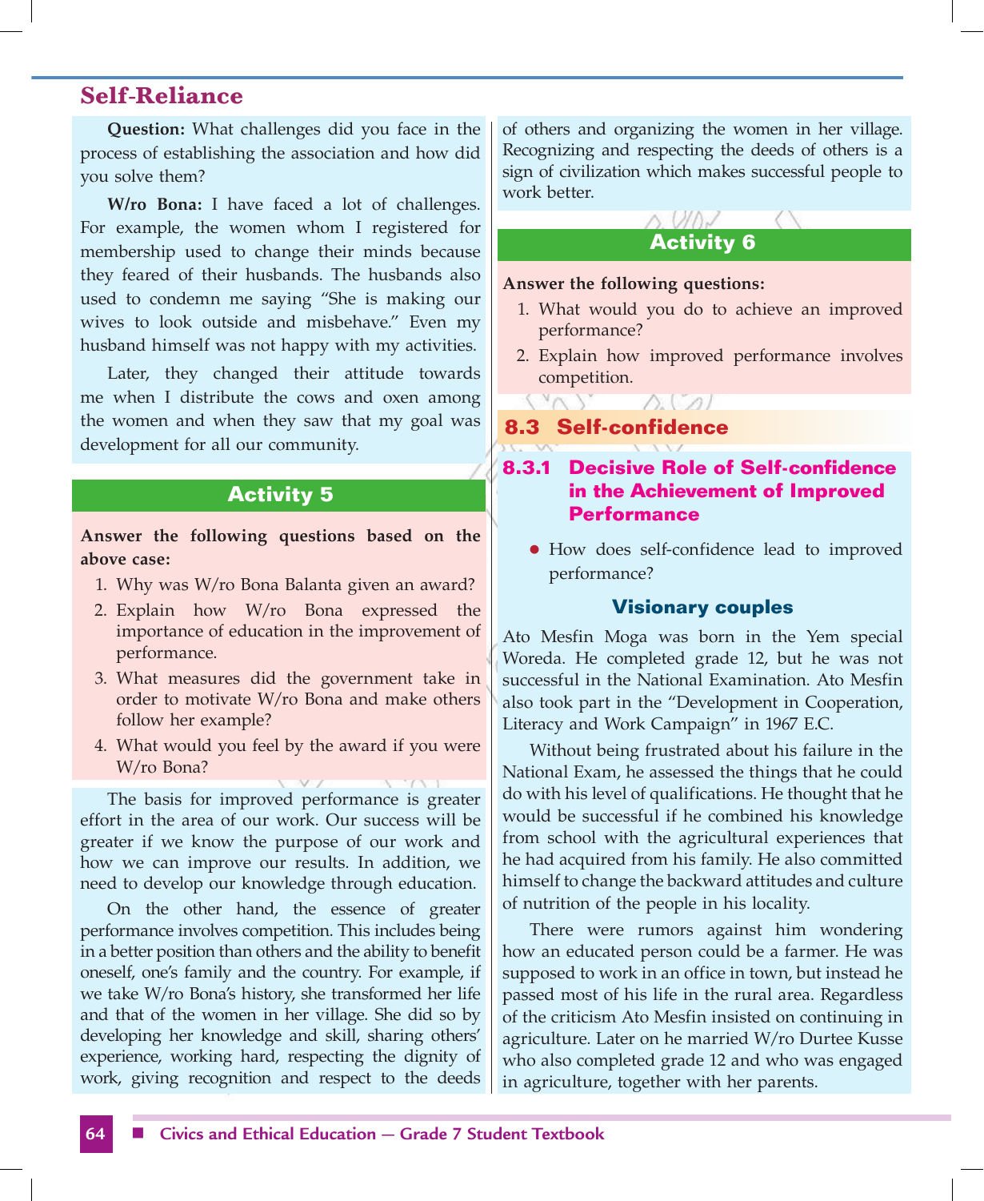**Question:** What challenges did you face in the process of establishing the association and how did you solve them?

**W/ro Bona:** I have faced a lot of challenges. For example, the women whom I registered for membership used to change their minds because they feared of their husbands. The husbands also used to condemn me saying "She is making our wives to look outside and misbehave." Even my husband himself was not happy with my activities.

Later, they changed their attitude towards me when I distribute the cows and oxen among the women and when they saw that my goal was development for all our community.

## Activity 5

**Answer the following questions based on the above case:**

1. Why was W/ro Bona Balanta given an award?
2. Explain how W/ro Bona expressed the importance of education in the improvement of performance.
3. What measures did the government take in order to motivate W/ro Bona and make others follow her example?
4. What would you feel by the award if you were W/ro Bona?

The basis for improved performance is greater effort in the area of our work. Our success will be greater if we know the purpose of our work and how we can improve our results. In addition, we need to develop our knowledge through education.

On the other hand, the essence of greater performance involves competition. This includes being in a better position than others and the ability to benefit oneself, one's family and the country. For example, if we take W/ro Bona's history, she transformed her life and that of the women in her village. She did so by developing her knowledge and skill, sharing others' experience, working hard, respecting the dignity of work, giving recognition and respect to the deeds of others and organizing the women in her village. Recognizing and respecting the deeds of others is a sign of civilization which makes successful people to work better.

## Activity 6

**Answer the following questions:**

1. What would you do to achieve an improved performance?
2. Explain how improved performance involves competition.

## 8.3 Self-confidence

### 8.3.1 Decisive Role of Self-confidence in the Achievement of Improved Performance

- How does self-confidence lead to improved performance?

#### Visionary couples

Ato Mesfin Moga was born in the Yem special Woreda. He completed grade 12, but he was not successful in the National Examination. Ato Mesfin also took part in the "Development in Cooperation, Literacy and Work Campaign" in 1967 E.C.

Without being frustrated about his failure in the National Exam, he assessed the things that he could do with his level of qualifications. He thought that he would be successful if he combined his knowledge from school with the agricultural experiences that he had acquired from his family. He also committed himself to change the backward attitudes and culture of nutrition of the people in his locality.

There were rumors against him wondering how an educated person could be a farmer. He was supposed to work in an office in town, but instead he passed most of his life in the rural area. Regardless of the criticism Ato Mesfin insisted on continuing in agriculture. Later on he married W/ro Durtee Kusse who also completed grade 12 and who was engaged in agriculture, together with her parents.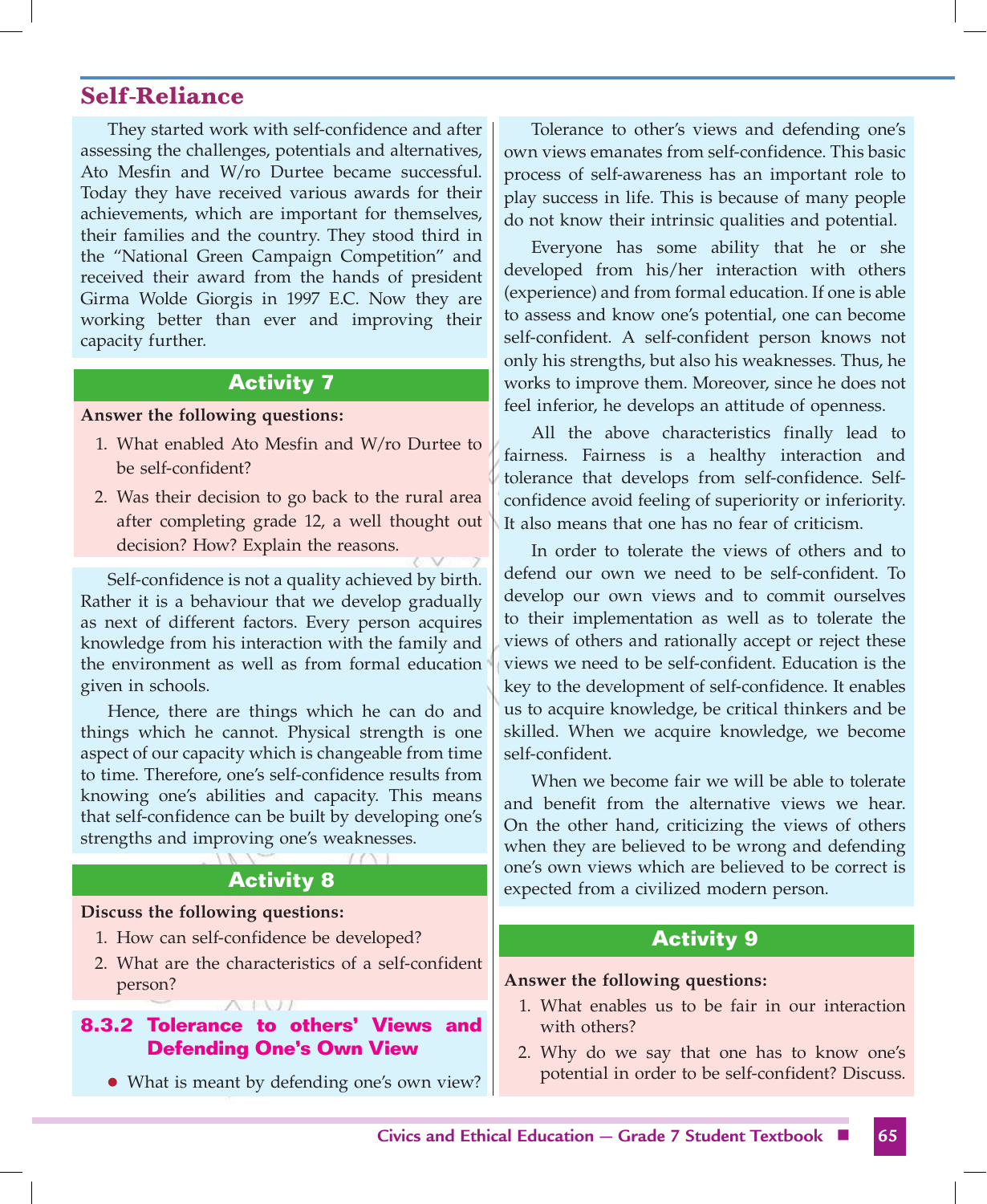## Self-Reliance

They started work with self-confidence and after assessing the challenges, potentials and alternatives, Ato Mesfin and W/ro Durtee became successful. Today they have received various awards for their achievements, which are important for themselves, their families and the country. They stood third in the "National Green Campaign Competition" and received their award from the hands of president Girma Wolde Giorgis in 1997 E.C. Now they are working better than ever and improving their capacity further.

### Activity 7

**Answer the following questions:**

1. What enabled Ato Mesfin and W/ro Durtee to be self-confident?
2. Was their decision to go back to the rural area after completing grade 12, a well thought out decision? How? Explain the reasons.

Self-confidence is not a quality achieved by birth. Rather it is a behaviour that we develop gradually as next of different factors. Every person acquires knowledge from his interaction with the family and the environment as well as from formal education given in schools.

Hence, there are things which he can do and things which he cannot. Physical strength is one aspect of our capacity which is changeable from time to time. Therefore, one's self-confidence results from knowing one's abilities and capacity. This means that self-confidence can be built by developing one's strengths and improving one's weaknesses.

### Activity 8

**Discuss the following questions:**

1. How can self-confidence be developed?
2. What are the characteristics of a self-confident person?

### 8.3.2 Tolerance to others' Views and Defending One's Own View

- What is meant by defending one's own view?

Tolerance to other's views and defending one's own views emanates from self-confidence. This basic process of self-awareness has an important role to play success in life. This is because of many people do not know their intrinsic qualities and potential.

Everyone has some ability that he or she developed from his/her interaction with others (experience) and from formal education. If one is able to assess and know one's potential, one can become self-confident. A self-confident person knows not only his strengths, but also his weaknesses. Thus, he works to improve them. Moreover, since he does not feel inferior, he develops an attitude of openness.

All the above characteristics finally lead to fairness. Fairness is a healthy interaction and tolerance that develops from self-confidence. Self-confidence avoid feeling of superiority or inferiority. It also means that one has no fear of criticism.

In order to tolerate the views of others and to defend our own we need to be self-confident. To develop our own views and to commit ourselves to their implementation as well as to tolerate the views of others and rationally accept or reject these views we need to be self-confident. Education is the key to the development of self-confidence. It enables us to acquire knowledge, be critical thinkers and be skilled. When we acquire knowledge, we become self-confident.

When we become fair we will be able to tolerate and benefit from the alternative views we hear. On the other hand, criticizing the views of others when they are believed to be wrong and defending one's own views which are believed to be correct is expected from a civilized modern person.

### Activity 9

**Answer the following questions:**

1. What enables us to be fair in our interaction with others?
2. Why do we say that one has to know one's potential in order to be self-confident? Discuss.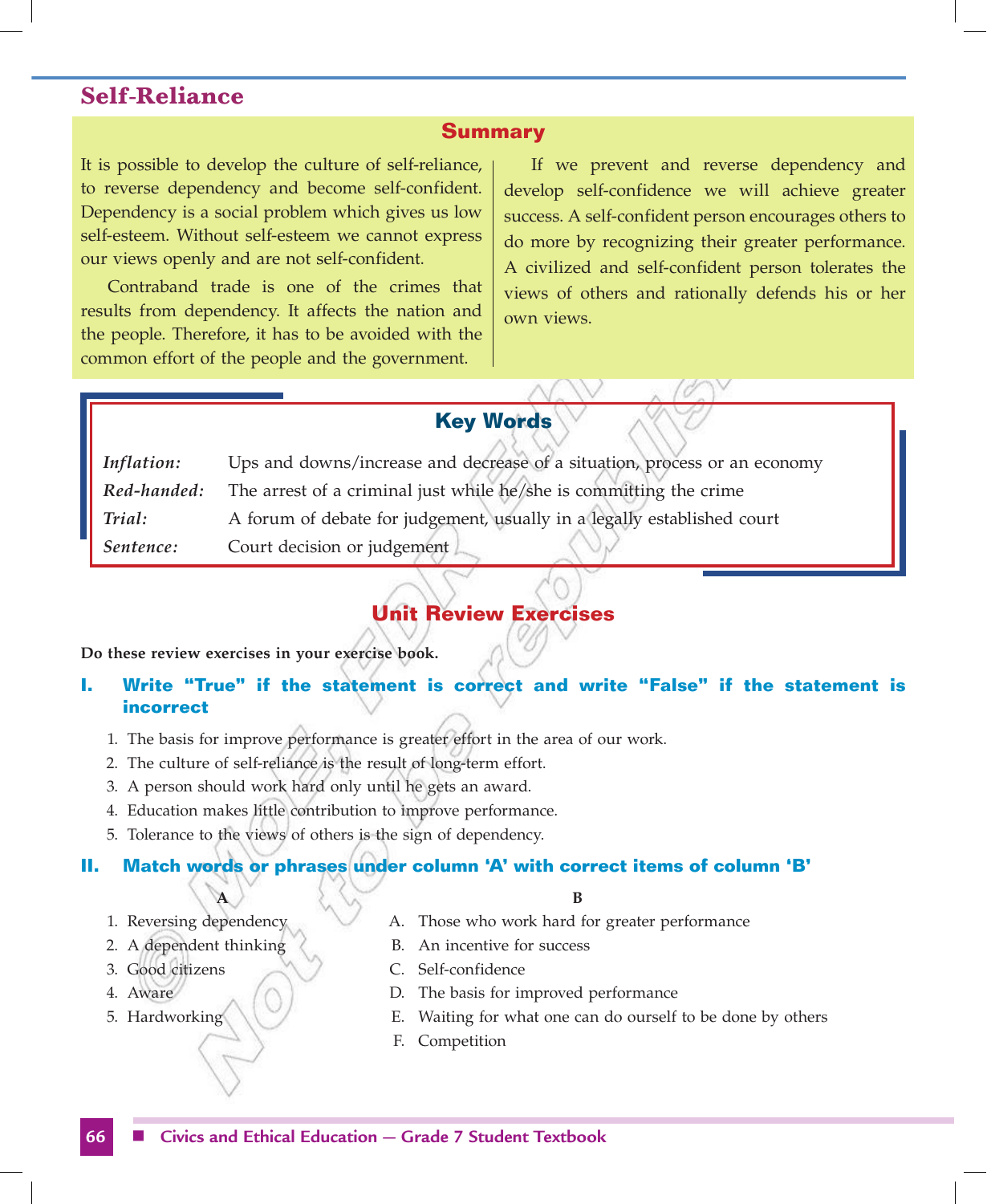## Self-Reliance

### Summary

It is possible to develop the culture of self-reliance, to reverse dependency and become self-confident. Dependency is a social problem which gives us low self-esteem. Without self-esteem we cannot express our views openly and are not self-confident.

Contraband trade is one of the crimes that results from dependency. It affects the nation and the people. Therefore, it has to be avoided with the common effort of the people and the government.

If we prevent and reverse dependency and develop self-confidence we will achieve greater success. A self-confident person encourages others to do more by recognizing their greater performance. A civilized and self-confident person tolerates the views of others and rationally defends his or her own views.

### Key Words

| | |
|---|---|
| *Inflation:* | Ups and downs/increase and decrease of a situation, process or an economy |
| *Red-handed:* | The arrest of a criminal just while he/she is committing the crime |
| *Trial:* | A forum of debate for judgement, usually in a legally established court |
| *Sentence:* | Court decision or judgement |

## Unit Review Exercises

**Do these review exercises in your exercise book.**

### I. Write "True" if the statement is correct and write "False" if the statement is incorrect

1. The basis for improve performance is greater effort in the area of our work.
2. The culture of self-reliance is the result of long-term effort.
3. A person should work hard only until he gets an award.
4. Education makes little contribution to improve performance.
5. Tolerance to the views of others is the sign of dependency.

### II. Match words or phrases under column 'A' with correct items of column 'B'

| A | B |
|---|---|
| 1. Reversing dependency | A. Those who work hard for greater performance |
| 2. A dependent thinking | B. An incentive for success |
| 3. Good citizens | C. Self-confidence |
| 4. Aware | D. The basis for improved performance |
| 5. Hardworking | E. Waiting for what one can do ourself to be done by others |
| | F. Competition |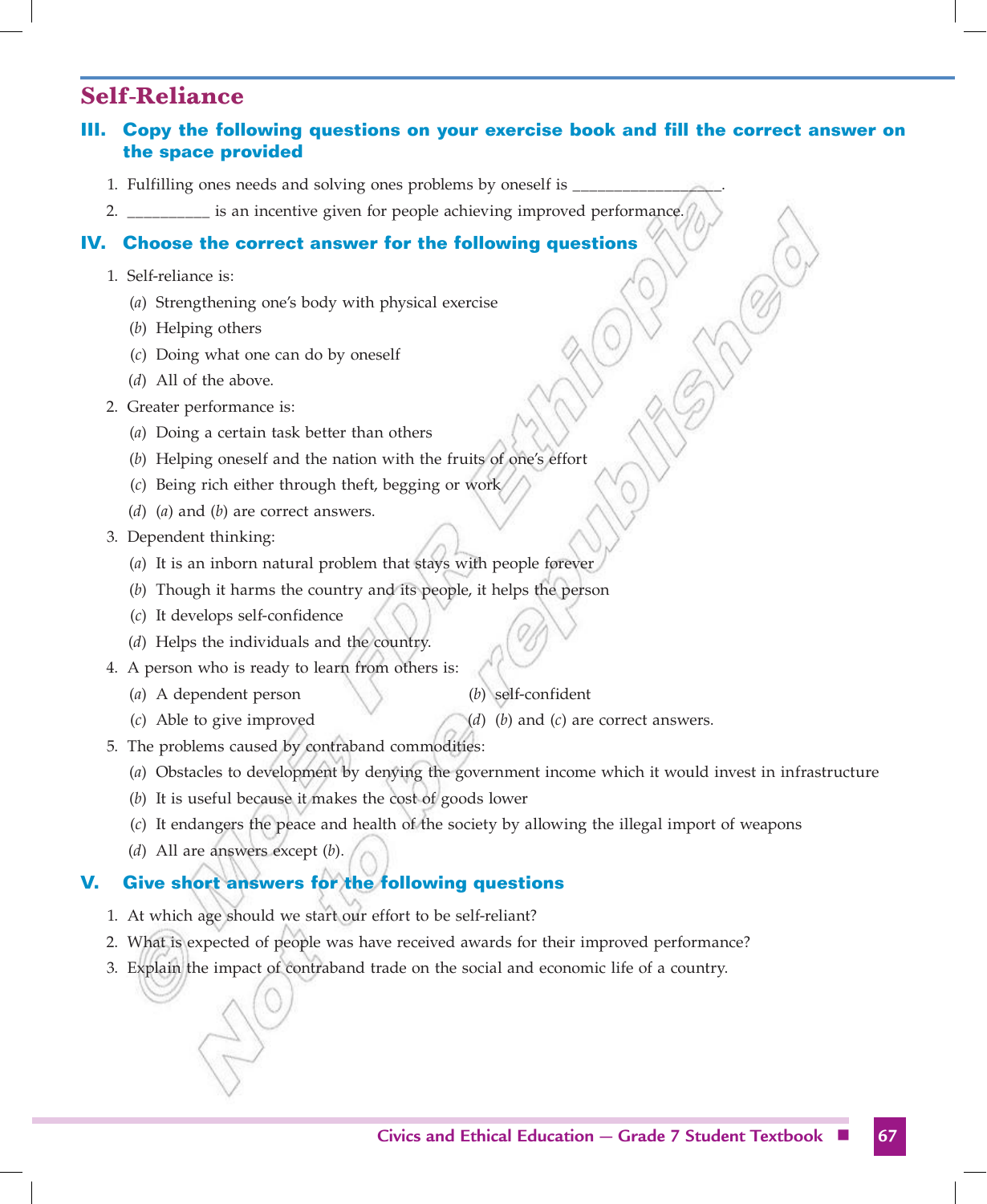## Self-Reliance

### III. Copy the following questions on your exercise book and fill the correct answer on the space provided

1. Fulfilling ones needs and solving ones problems by oneself is __________________.
2. __________ is an incentive given for people achieving improved performance.

### IV. Choose the correct answer for the following questions

1. Self-reliance is:
   (*a*) Strengthening one's body with physical exercise
   (*b*) Helping others
   (*c*) Doing what one can do by oneself
   (*d*) All of the above.
2. Greater performance is:
   (*a*) Doing a certain task better than others
   (*b*) Helping oneself and the nation with the fruits of one's effort
   (*c*) Being rich either through theft, begging or work
   (*d*) (*a*) and (*b*) are correct answers.
3. Dependent thinking:
   (*a*) It is an inborn natural problem that stays with people forever
   (*b*) Though it harms the country and its people, it helps the person
   (*c*) It develops self-confidence
   (*d*) Helps the individuals and the country.
4. A person who is ready to learn from others is:
   (*a*) A dependent person
   (*b*) self-confident
   (*c*) Able to give improved
   (*d*) (*b*) and (*c*) are correct answers.
5. The problems caused by contraband commodities:
   (*a*) Obstacles to development by denying the government income which it would invest in infrastructure
   (*b*) It is useful because it makes the cost of goods lower
   (*c*) It endangers the peace and health of the society by allowing the illegal import of weapons
   (*d*) All are answers except (*b*).

### V. Give short answers for the following questions

1. At which age should we start our effort to be self-reliant?
2. What is expected of people was have received awards for their improved performance?
3. Explain the impact of contraband trade on the social and economic life of a country.